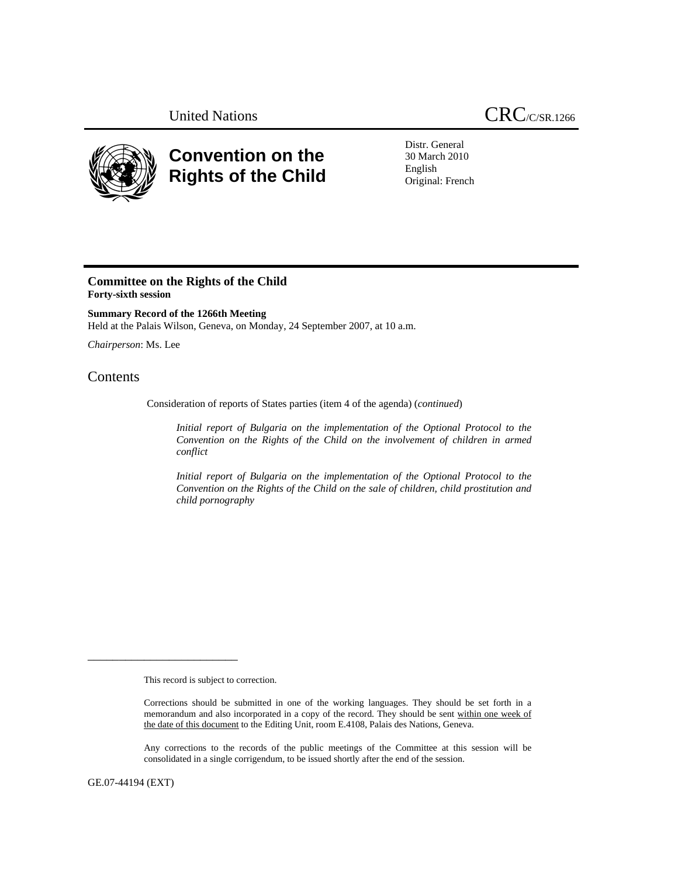United Nations

CRC/C/SR.1266

# Convention on the Rights of the Child

Distr. General
30 March 2010
English
Original: French

**Committee on the Rights of the Child**
**Forty-sixth session**

**Summary Record of the 1266th Meeting**
Held at the Palais Wilson, Geneva, on Monday, 24 September 2007, at 10 a.m.

*Chairperson*: Ms. Lee

## Contents

Consideration of reports of States parties (item 4 of the agenda) (*continued*)

*Initial report of Bulgaria on the implementation of the Optional Protocol to the Convention on the Rights of the Child on the involvement of children in armed conflict*

*Initial report of Bulgaria on the implementation of the Optional Protocol to the Convention on the Rights of the Child on the sale of children, child prostitution and child pornography*

---

This record is subject to correction.

Corrections should be submitted in one of the working languages. They should be set forth in a memorandum and also incorporated in a copy of the record. They should be sent within one week of the date of this document to the Editing Unit, room E.4108, Palais des Nations, Geneva.

Any corrections to the records of the public meetings of the Committee at this session will be consolidated in a single corrigendum, to be issued shortly after the end of the session.

GE.07-44194 (EXT)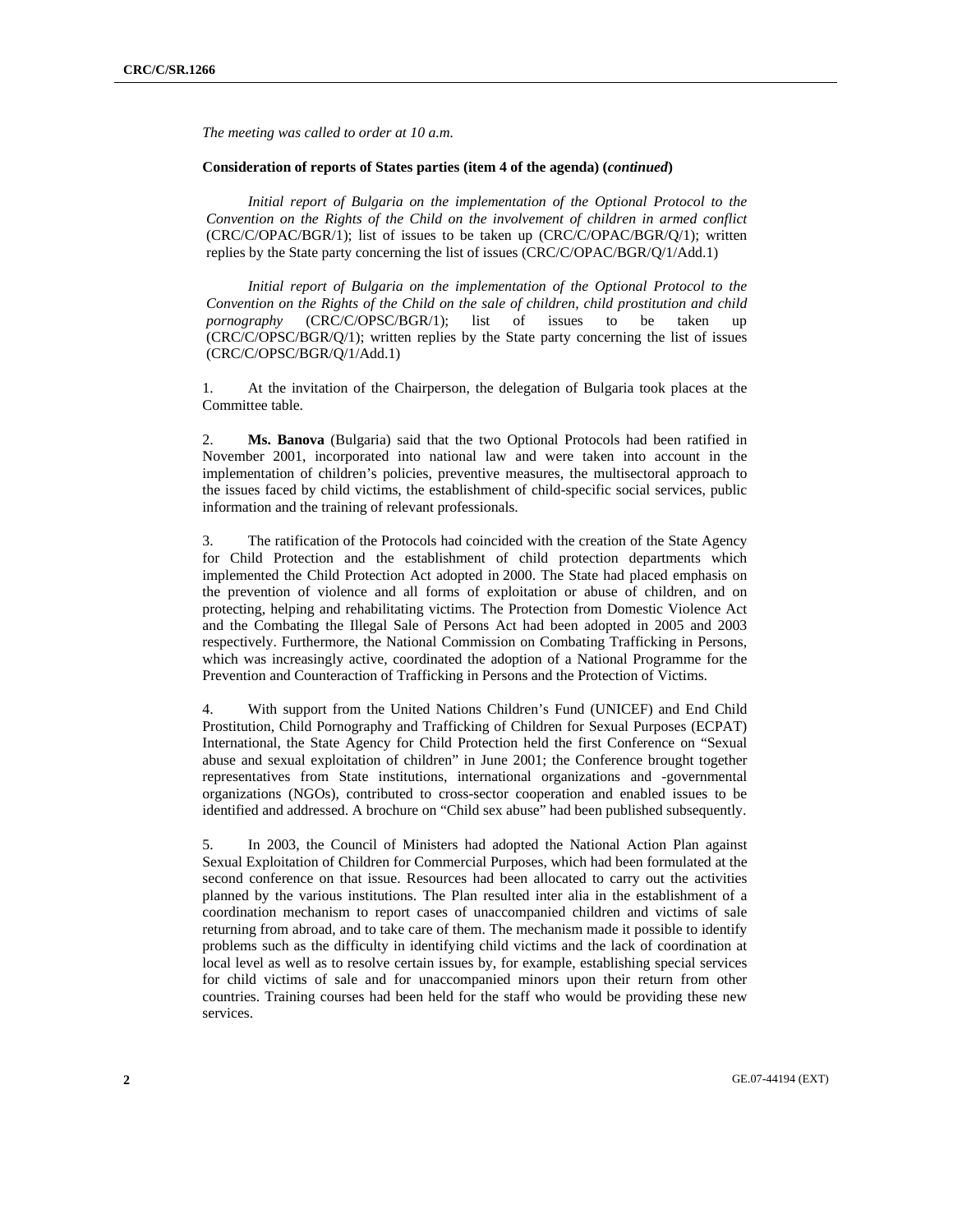*The meeting was called to order at 10 a.m.*

**Consideration of reports of States parties (item 4 of the agenda) (*continued*)**

*Initial report of Bulgaria on the implementation of the Optional Protocol to the Convention on the Rights of the Child on the involvement of children in armed conflict* (CRC/C/OPAC/BGR/1); list of issues to be taken up (CRC/C/OPAC/BGR/Q/1); written replies by the State party concerning the list of issues (CRC/C/OPAC/BGR/Q/1/Add.1)

*Initial report of Bulgaria on the implementation of the Optional Protocol to the Convention on the Rights of the Child on the sale of children, child prostitution and child pornography* (CRC/C/OPSC/BGR/1); list of issues to be taken up (CRC/C/OPSC/BGR/Q/1); written replies by the State party concerning the list of issues (CRC/C/OPSC/BGR/Q/1/Add.1)

1. At the invitation of the Chairperson, the delegation of Bulgaria took places at the Committee table.

2. **Ms. Banova** (Bulgaria) said that the two Optional Protocols had been ratified in November 2001, incorporated into national law and were taken into account in the implementation of children's policies, preventive measures, the multisectoral approach to the issues faced by child victims, the establishment of child-specific social services, public information and the training of relevant professionals.

3. The ratification of the Protocols had coincided with the creation of the State Agency for Child Protection and the establishment of child protection departments which implemented the Child Protection Act adopted in 2000. The State had placed emphasis on the prevention of violence and all forms of exploitation or abuse of children, and on protecting, helping and rehabilitating victims. The Protection from Domestic Violence Act and the Combating the Illegal Sale of Persons Act had been adopted in 2005 and 2003 respectively. Furthermore, the National Commission on Combating Trafficking in Persons, which was increasingly active, coordinated the adoption of a National Programme for the Prevention and Counteraction of Trafficking in Persons and the Protection of Victims.

4. With support from the United Nations Children's Fund (UNICEF) and End Child Prostitution, Child Pornography and Trafficking of Children for Sexual Purposes (ECPAT) International, the State Agency for Child Protection held the first Conference on "Sexual abuse and sexual exploitation of children" in June 2001; the Conference brought together representatives from State institutions, international organizations and -governmental organizations (NGOs), contributed to cross-sector cooperation and enabled issues to be identified and addressed. A brochure on "Child sex abuse" had been published subsequently.

5. In 2003, the Council of Ministers had adopted the National Action Plan against Sexual Exploitation of Children for Commercial Purposes, which had been formulated at the second conference on that issue. Resources had been allocated to carry out the activities planned by the various institutions. The Plan resulted inter alia in the establishment of a coordination mechanism to report cases of unaccompanied children and victims of sale returning from abroad, and to take care of them. The mechanism made it possible to identify problems such as the difficulty in identifying child victims and the lack of coordination at local level as well as to resolve certain issues by, for example, establishing special services for child victims of sale and for unaccompanied minors upon their return from other countries. Training courses had been held for the staff who would be providing these new services.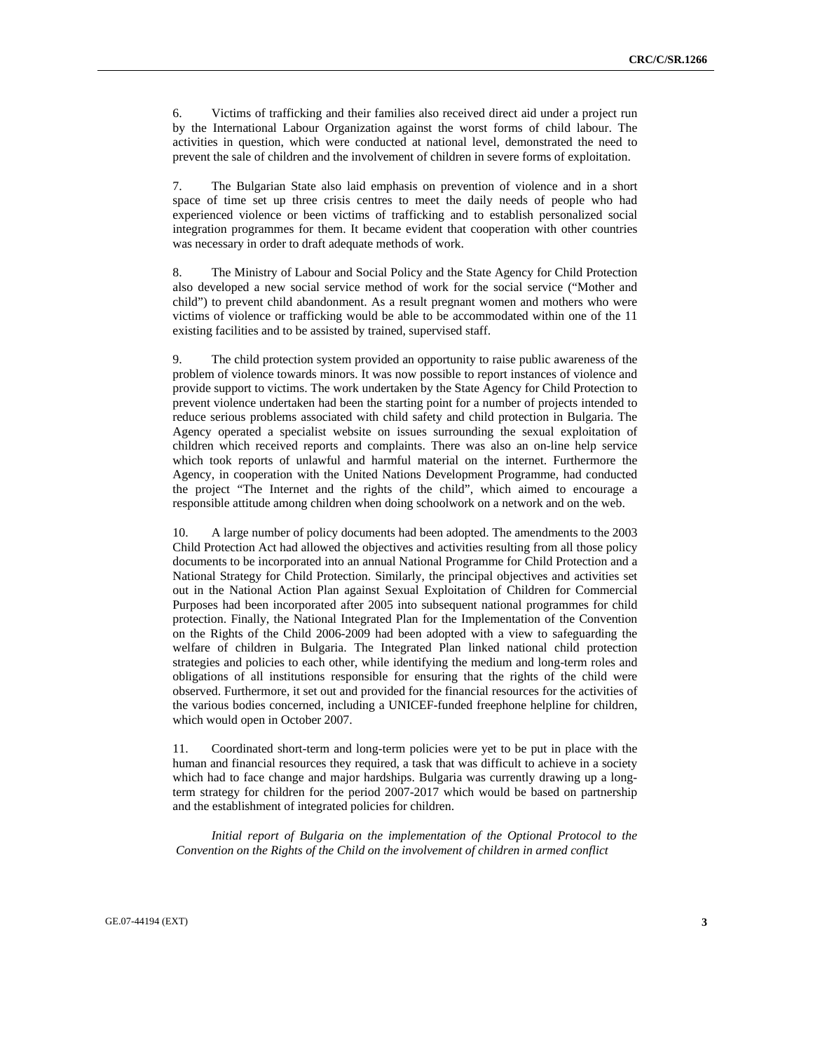6. Victims of trafficking and their families also received direct aid under a project run by the International Labour Organization against the worst forms of child labour. The activities in question, which were conducted at national level, demonstrated the need to prevent the sale of children and the involvement of children in severe forms of exploitation.

7. The Bulgarian State also laid emphasis on prevention of violence and in a short space of time set up three crisis centres to meet the daily needs of people who had experienced violence or been victims of trafficking and to establish personalized social integration programmes for them. It became evident that cooperation with other countries was necessary in order to draft adequate methods of work.

8. The Ministry of Labour and Social Policy and the State Agency for Child Protection also developed a new social service method of work for the social service ("Mother and child") to prevent child abandonment. As a result pregnant women and mothers who were victims of violence or trafficking would be able to be accommodated within one of the 11 existing facilities and to be assisted by trained, supervised staff.

9. The child protection system provided an opportunity to raise public awareness of the problem of violence towards minors. It was now possible to report instances of violence and provide support to victims. The work undertaken by the State Agency for Child Protection to prevent violence undertaken had been the starting point for a number of projects intended to reduce serious problems associated with child safety and child protection in Bulgaria. The Agency operated a specialist website on issues surrounding the sexual exploitation of children which received reports and complaints. There was also an on-line help service which took reports of unlawful and harmful material on the internet. Furthermore the Agency, in cooperation with the United Nations Development Programme, had conducted the project "The Internet and the rights of the child", which aimed to encourage a responsible attitude among children when doing schoolwork on a network and on the web.

10. A large number of policy documents had been adopted. The amendments to the 2003 Child Protection Act had allowed the objectives and activities resulting from all those policy documents to be incorporated into an annual National Programme for Child Protection and a National Strategy for Child Protection. Similarly, the principal objectives and activities set out in the National Action Plan against Sexual Exploitation of Children for Commercial Purposes had been incorporated after 2005 into subsequent national programmes for child protection. Finally, the National Integrated Plan for the Implementation of the Convention on the Rights of the Child 2006-2009 had been adopted with a view to safeguarding the welfare of children in Bulgaria. The Integrated Plan linked national child protection strategies and policies to each other, while identifying the medium and long-term roles and obligations of all institutions responsible for ensuring that the rights of the child were observed. Furthermore, it set out and provided for the financial resources for the activities of the various bodies concerned, including a UNICEF-funded freephone helpline for children, which would open in October 2007.

11. Coordinated short-term and long-term policies were yet to be put in place with the human and financial resources they required, a task that was difficult to achieve in a society which had to face change and major hardships. Bulgaria was currently drawing up a long-term strategy for children for the period 2007-2017 which would be based on partnership and the establishment of integrated policies for children.

*Initial report of Bulgaria on the implementation of the Optional Protocol to the Convention on the Rights of the Child on the involvement of children in armed conflict*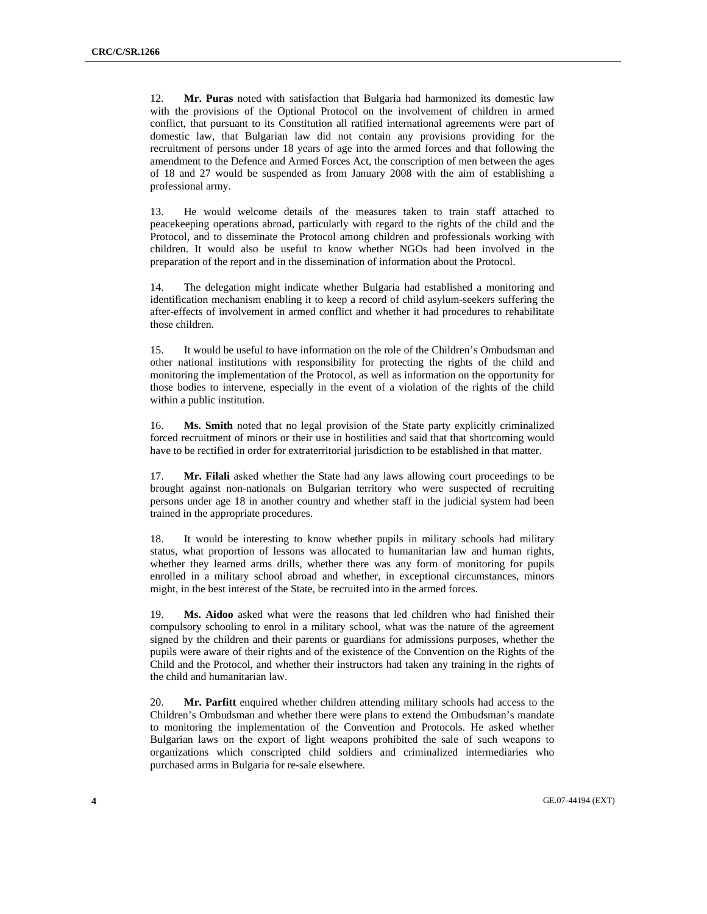12. **Mr. Puras** noted with satisfaction that Bulgaria had harmonized its domestic law with the provisions of the Optional Protocol on the involvement of children in armed conflict, that pursuant to its Constitution all ratified international agreements were part of domestic law, that Bulgarian law did not contain any provisions providing for the recruitment of persons under 18 years of age into the armed forces and that following the amendment to the Defence and Armed Forces Act, the conscription of men between the ages of 18 and 27 would be suspended as from January 2008 with the aim of establishing a professional army.

13. He would welcome details of the measures taken to train staff attached to peacekeeping operations abroad, particularly with regard to the rights of the child and the Protocol, and to disseminate the Protocol among children and professionals working with children. It would also be useful to know whether NGOs had been involved in the preparation of the report and in the dissemination of information about the Protocol.

14. The delegation might indicate whether Bulgaria had established a monitoring and identification mechanism enabling it to keep a record of child asylum-seekers suffering the after-effects of involvement in armed conflict and whether it had procedures to rehabilitate those children.

15. It would be useful to have information on the role of the Children's Ombudsman and other national institutions with responsibility for protecting the rights of the child and monitoring the implementation of the Protocol, as well as information on the opportunity for those bodies to intervene, especially in the event of a violation of the rights of the child within a public institution.

16. **Ms. Smith** noted that no legal provision of the State party explicitly criminalized forced recruitment of minors or their use in hostilities and said that that shortcoming would have to be rectified in order for extraterritorial jurisdiction to be established in that matter.

17. **Mr. Filali** asked whether the State had any laws allowing court proceedings to be brought against non-nationals on Bulgarian territory who were suspected of recruiting persons under age 18 in another country and whether staff in the judicial system had been trained in the appropriate procedures.

18. It would be interesting to know whether pupils in military schools had military status, what proportion of lessons was allocated to humanitarian law and human rights, whether they learned arms drills, whether there was any form of monitoring for pupils enrolled in a military school abroad and whether, in exceptional circumstances, minors might, in the best interest of the State, be recruited into in the armed forces.

19. **Ms. Aidoo** asked what were the reasons that led children who had finished their compulsory schooling to enrol in a military school, what was the nature of the agreement signed by the children and their parents or guardians for admissions purposes, whether the pupils were aware of their rights and of the existence of the Convention on the Rights of the Child and the Protocol, and whether their instructors had taken any training in the rights of the child and humanitarian law.

20. **Mr. Parfitt** enquired whether children attending military schools had access to the Children's Ombudsman and whether there were plans to extend the Ombudsman's mandate to monitoring the implementation of the Convention and Protocols. He asked whether Bulgarian laws on the export of light weapons prohibited the sale of such weapons to organizations which conscripted child soldiers and criminalized intermediaries who purchased arms in Bulgaria for re-sale elsewhere.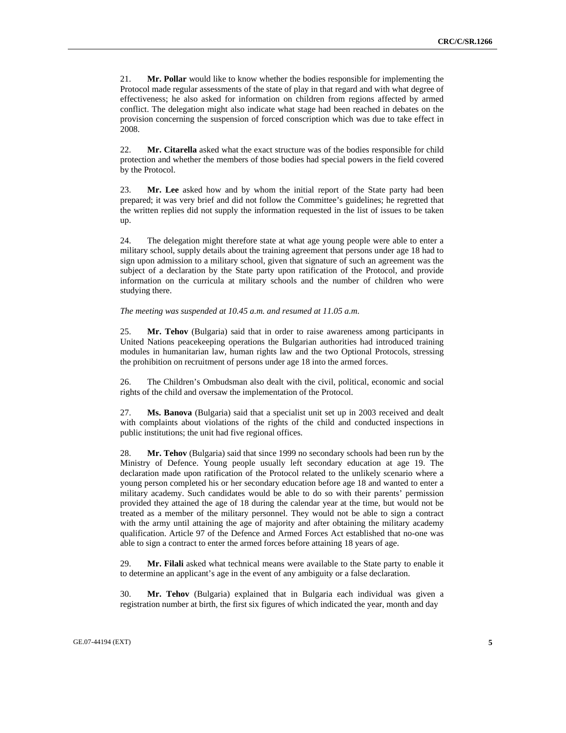21. **Mr. Pollar** would like to know whether the bodies responsible for implementing the Protocol made regular assessments of the state of play in that regard and with what degree of effectiveness; he also asked for information on children from regions affected by armed conflict. The delegation might also indicate what stage had been reached in debates on the provision concerning the suspension of forced conscription which was due to take effect in 2008.

22. **Mr. Citarella** asked what the exact structure was of the bodies responsible for child protection and whether the members of those bodies had special powers in the field covered by the Protocol.

23. **Mr. Lee** asked how and by whom the initial report of the State party had been prepared; it was very brief and did not follow the Committee's guidelines; he regretted that the written replies did not supply the information requested in the list of issues to be taken up.

24. The delegation might therefore state at what age young people were able to enter a military school, supply details about the training agreement that persons under age 18 had to sign upon admission to a military school, given that signature of such an agreement was the subject of a declaration by the State party upon ratification of the Protocol, and provide information on the curricula at military schools and the number of children who were studying there.

*The meeting was suspended at 10.45 a.m. and resumed at 11.05 a.m.*

25. **Mr. Tehov** (Bulgaria) said that in order to raise awareness among participants in United Nations peacekeeping operations the Bulgarian authorities had introduced training modules in humanitarian law, human rights law and the two Optional Protocols, stressing the prohibition on recruitment of persons under age 18 into the armed forces.

26. The Children's Ombudsman also dealt with the civil, political, economic and social rights of the child and oversaw the implementation of the Protocol.

27. **Ms. Banova** (Bulgaria) said that a specialist unit set up in 2003 received and dealt with complaints about violations of the rights of the child and conducted inspections in public institutions; the unit had five regional offices.

28. **Mr. Tehov** (Bulgaria) said that since 1999 no secondary schools had been run by the Ministry of Defence. Young people usually left secondary education at age 19. The declaration made upon ratification of the Protocol related to the unlikely scenario where a young person completed his or her secondary education before age 18 and wanted to enter a military academy. Such candidates would be able to do so with their parents' permission provided they attained the age of 18 during the calendar year at the time, but would not be treated as a member of the military personnel. They would not be able to sign a contract with the army until attaining the age of majority and after obtaining the military academy qualification. Article 97 of the Defence and Armed Forces Act established that no-one was able to sign a contract to enter the armed forces before attaining 18 years of age.

29. **Mr. Filali** asked what technical means were available to the State party to enable it to determine an applicant's age in the event of any ambiguity or a false declaration.

30. **Mr. Tehov** (Bulgaria) explained that in Bulgaria each individual was given a registration number at birth, the first six figures of which indicated the year, month and day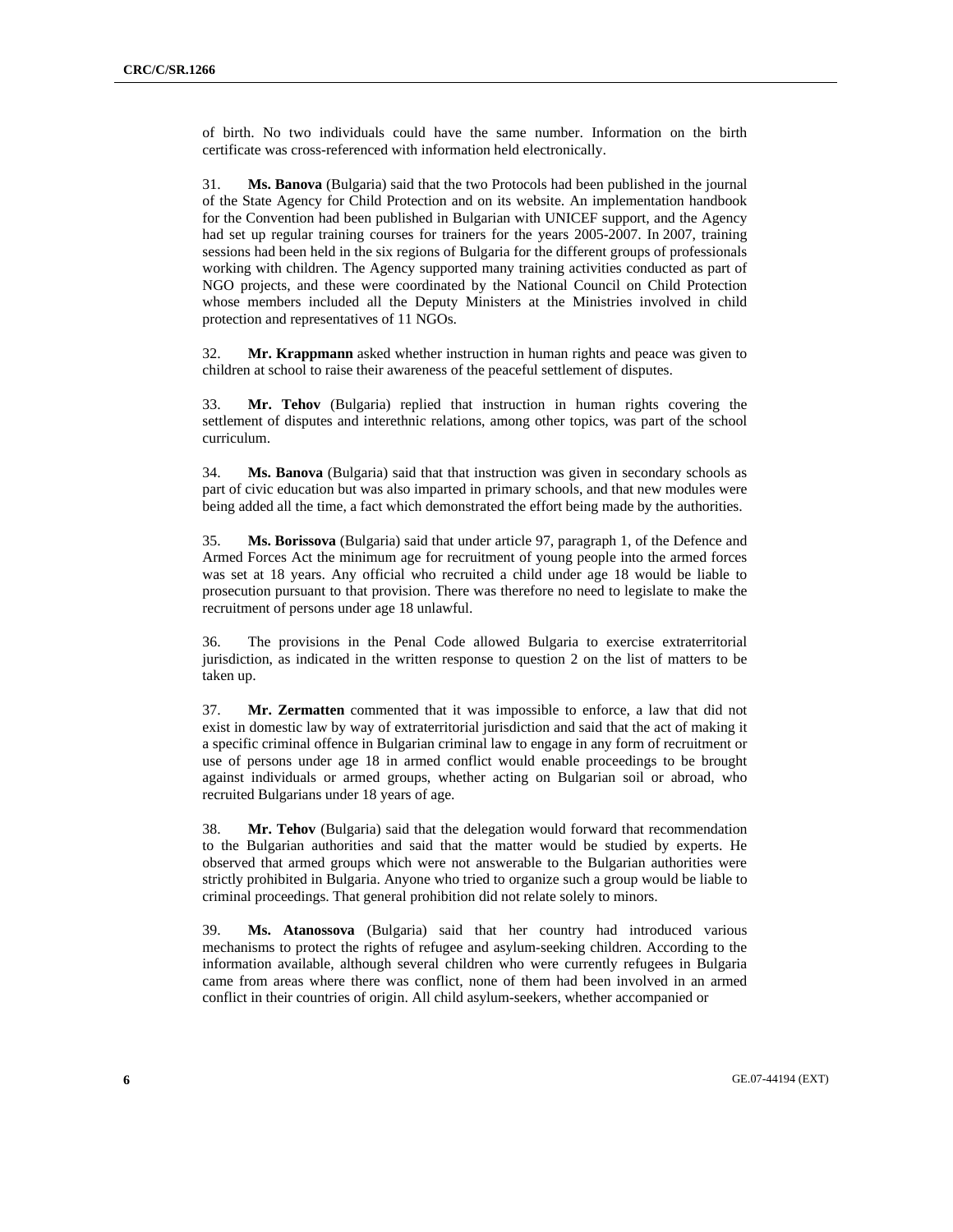of birth. No two individuals could have the same number. Information on the birth certificate was cross-referenced with information held electronically.

31. **Ms. Banova** (Bulgaria) said that the two Protocols had been published in the journal of the State Agency for Child Protection and on its website. An implementation handbook for the Convention had been published in Bulgarian with UNICEF support, and the Agency had set up regular training courses for trainers for the years 2005-2007. In 2007, training sessions had been held in the six regions of Bulgaria for the different groups of professionals working with children. The Agency supported many training activities conducted as part of NGO projects, and these were coordinated by the National Council on Child Protection whose members included all the Deputy Ministers at the Ministries involved in child protection and representatives of 11 NGOs.

32. **Mr. Krappmann** asked whether instruction in human rights and peace was given to children at school to raise their awareness of the peaceful settlement of disputes.

33. **Mr. Tehov** (Bulgaria) replied that instruction in human rights covering the settlement of disputes and interethnic relations, among other topics, was part of the school curriculum.

34. **Ms. Banova** (Bulgaria) said that that instruction was given in secondary schools as part of civic education but was also imparted in primary schools, and that new modules were being added all the time, a fact which demonstrated the effort being made by the authorities.

35. **Ms. Borissova** (Bulgaria) said that under article 97, paragraph 1, of the Defence and Armed Forces Act the minimum age for recruitment of young people into the armed forces was set at 18 years. Any official who recruited a child under age 18 would be liable to prosecution pursuant to that provision. There was therefore no need to legislate to make the recruitment of persons under age 18 unlawful.

36. The provisions in the Penal Code allowed Bulgaria to exercise extraterritorial jurisdiction, as indicated in the written response to question 2 on the list of matters to be taken up.

37. **Mr. Zermatten** commented that it was impossible to enforce, a law that did not exist in domestic law by way of extraterritorial jurisdiction and said that the act of making it a specific criminal offence in Bulgarian criminal law to engage in any form of recruitment or use of persons under age 18 in armed conflict would enable proceedings to be brought against individuals or armed groups, whether acting on Bulgarian soil or abroad, who recruited Bulgarians under 18 years of age.

38. **Mr. Tehov** (Bulgaria) said that the delegation would forward that recommendation to the Bulgarian authorities and said that the matter would be studied by experts. He observed that armed groups which were not answerable to the Bulgarian authorities were strictly prohibited in Bulgaria. Anyone who tried to organize such a group would be liable to criminal proceedings. That general prohibition did not relate solely to minors.

39. **Ms. Atanossova** (Bulgaria) said that her country had introduced various mechanisms to protect the rights of refugee and asylum-seeking children. According to the information available, although several children who were currently refugees in Bulgaria came from areas where there was conflict, none of them had been involved in an armed conflict in their countries of origin. All child asylum-seekers, whether accompanied or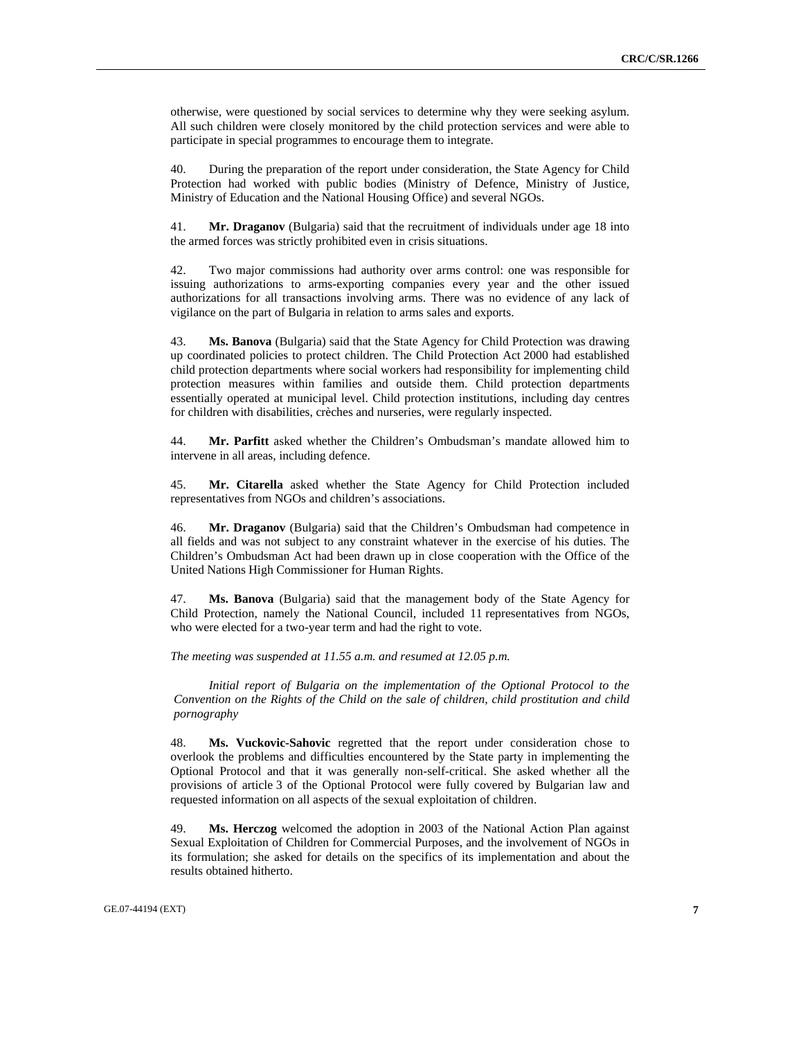otherwise, were questioned by social services to determine why they were seeking asylum. All such children were closely monitored by the child protection services and were able to participate in special programmes to encourage them to integrate.

40. During the preparation of the report under consideration, the State Agency for Child Protection had worked with public bodies (Ministry of Defence, Ministry of Justice, Ministry of Education and the National Housing Office) and several NGOs.

41. **Mr. Draganov** (Bulgaria) said that the recruitment of individuals under age 18 into the armed forces was strictly prohibited even in crisis situations.

42. Two major commissions had authority over arms control: one was responsible for issuing authorizations to arms-exporting companies every year and the other issued authorizations for all transactions involving arms. There was no evidence of any lack of vigilance on the part of Bulgaria in relation to arms sales and exports.

43. **Ms. Banova** (Bulgaria) said that the State Agency for Child Protection was drawing up coordinated policies to protect children. The Child Protection Act 2000 had established child protection departments where social workers had responsibility for implementing child protection measures within families and outside them. Child protection departments essentially operated at municipal level. Child protection institutions, including day centres for children with disabilities, crèches and nurseries, were regularly inspected.

44. **Mr. Parfitt** asked whether the Children's Ombudsman's mandate allowed him to intervene in all areas, including defence.

45. **Mr. Citarella** asked whether the State Agency for Child Protection included representatives from NGOs and children's associations.

46. **Mr. Draganov** (Bulgaria) said that the Children's Ombudsman had competence in all fields and was not subject to any constraint whatever in the exercise of his duties. The Children's Ombudsman Act had been drawn up in close cooperation with the Office of the United Nations High Commissioner for Human Rights.

47. **Ms. Banova** (Bulgaria) said that the management body of the State Agency for Child Protection, namely the National Council, included 11 representatives from NGOs, who were elected for a two-year term and had the right to vote.

*The meeting was suspended at 11.55 a.m. and resumed at 12.05 p.m.*

*Initial report of Bulgaria on the implementation of the Optional Protocol to the Convention on the Rights of the Child on the sale of children, child prostitution and child pornography*

48. **Ms. Vuckovic-Sahovic** regretted that the report under consideration chose to overlook the problems and difficulties encountered by the State party in implementing the Optional Protocol and that it was generally non-self-critical. She asked whether all the provisions of article 3 of the Optional Protocol were fully covered by Bulgarian law and requested information on all aspects of the sexual exploitation of children.

49. **Ms. Herczog** welcomed the adoption in 2003 of the National Action Plan against Sexual Exploitation of Children for Commercial Purposes, and the involvement of NGOs in its formulation; she asked for details on the specifics of its implementation and about the results obtained hitherto.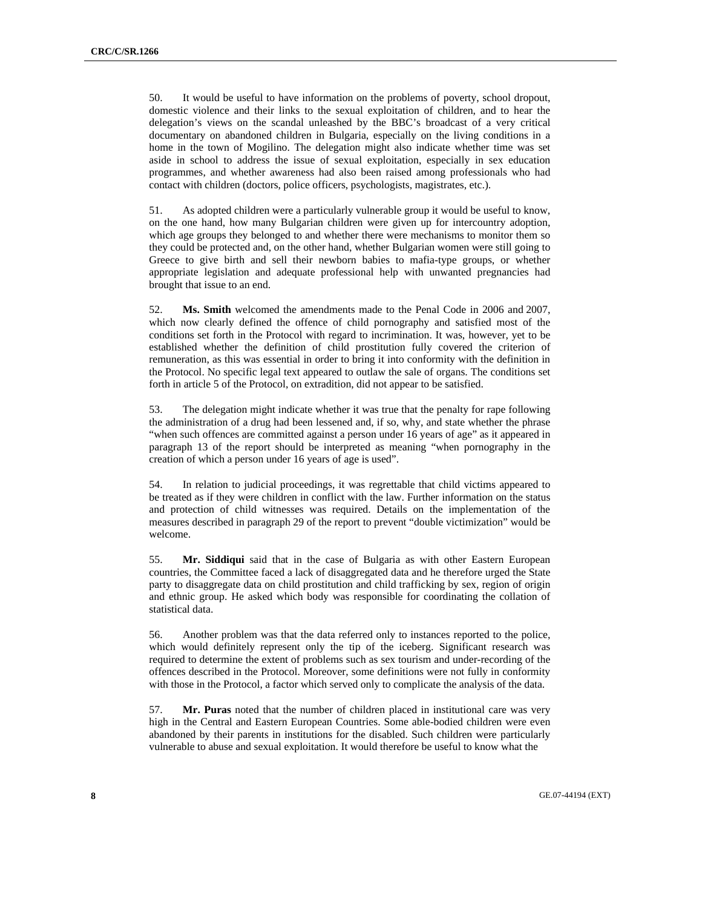50. It would be useful to have information on the problems of poverty, school dropout, domestic violence and their links to the sexual exploitation of children, and to hear the delegation's views on the scandal unleashed by the BBC's broadcast of a very critical documentary on abandoned children in Bulgaria, especially on the living conditions in a home in the town of Mogilino. The delegation might also indicate whether time was set aside in school to address the issue of sexual exploitation, especially in sex education programmes, and whether awareness had also been raised among professionals who had contact with children (doctors, police officers, psychologists, magistrates, etc.).

51. As adopted children were a particularly vulnerable group it would be useful to know, on the one hand, how many Bulgarian children were given up for intercountry adoption, which age groups they belonged to and whether there were mechanisms to monitor them so they could be protected and, on the other hand, whether Bulgarian women were still going to Greece to give birth and sell their newborn babies to mafia-type groups, or whether appropriate legislation and adequate professional help with unwanted pregnancies had brought that issue to an end.

52. **Ms. Smith** welcomed the amendments made to the Penal Code in 2006 and 2007, which now clearly defined the offence of child pornography and satisfied most of the conditions set forth in the Protocol with regard to incrimination. It was, however, yet to be established whether the definition of child prostitution fully covered the criterion of remuneration, as this was essential in order to bring it into conformity with the definition in the Protocol. No specific legal text appeared to outlaw the sale of organs. The conditions set forth in article 5 of the Protocol, on extradition, did not appear to be satisfied.

53. The delegation might indicate whether it was true that the penalty for rape following the administration of a drug had been lessened and, if so, why, and state whether the phrase "when such offences are committed against a person under 16 years of age" as it appeared in paragraph 13 of the report should be interpreted as meaning "when pornography in the creation of which a person under 16 years of age is used".

54. In relation to judicial proceedings, it was regrettable that child victims appeared to be treated as if they were children in conflict with the law. Further information on the status and protection of child witnesses was required. Details on the implementation of the measures described in paragraph 29 of the report to prevent "double victimization" would be welcome.

55. **Mr. Siddiqui** said that in the case of Bulgaria as with other Eastern European countries, the Committee faced a lack of disaggregated data and he therefore urged the State party to disaggregate data on child prostitution and child trafficking by sex, region of origin and ethnic group. He asked which body was responsible for coordinating the collation of statistical data.

56. Another problem was that the data referred only to instances reported to the police, which would definitely represent only the tip of the iceberg. Significant research was required to determine the extent of problems such as sex tourism and under-recording of the offences described in the Protocol. Moreover, some definitions were not fully in conformity with those in the Protocol, a factor which served only to complicate the analysis of the data.

57. **Mr. Puras** noted that the number of children placed in institutional care was very high in the Central and Eastern European Countries. Some able-bodied children were even abandoned by their parents in institutions for the disabled. Such children were particularly vulnerable to abuse and sexual exploitation. It would therefore be useful to know what the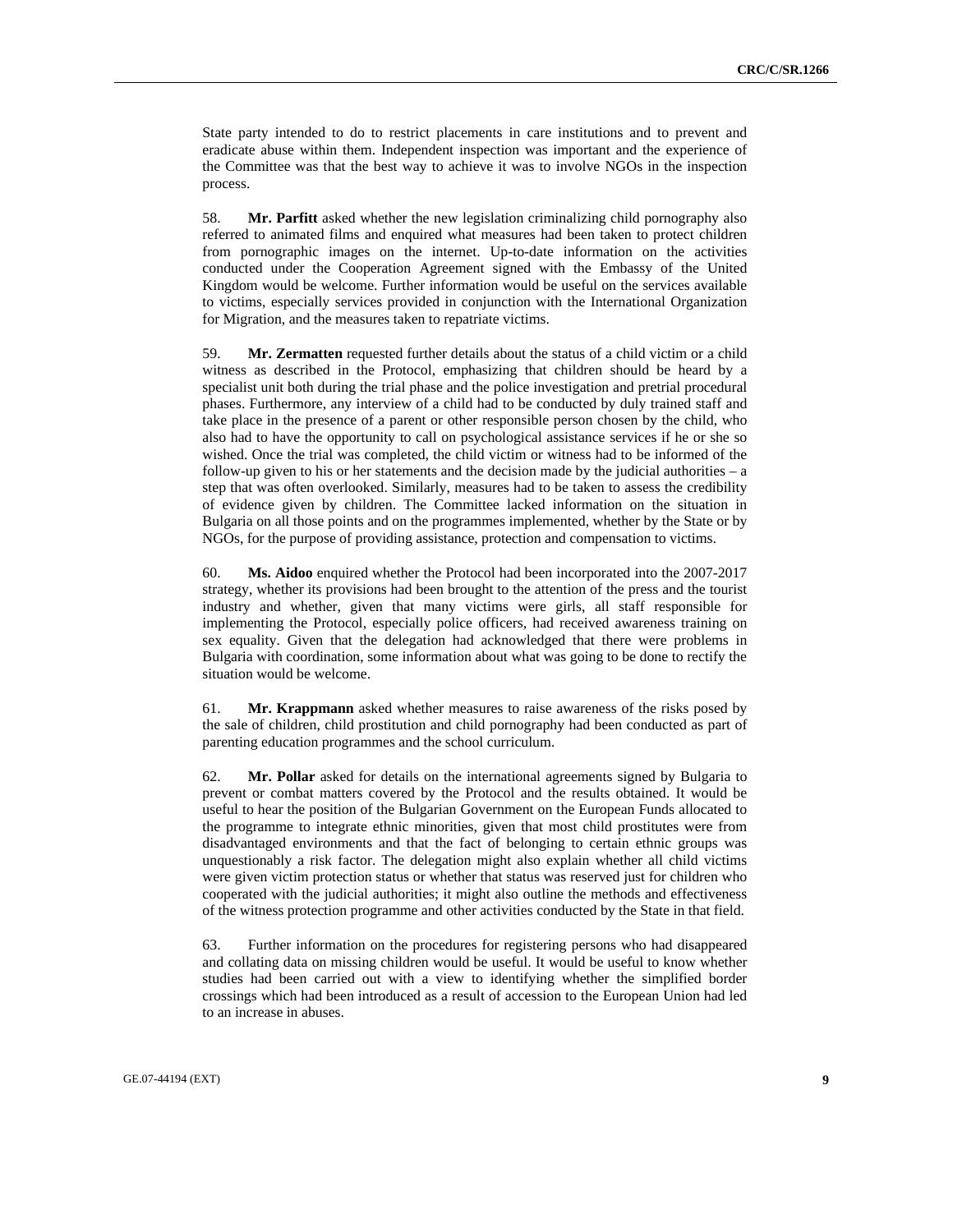State party intended to do to restrict placements in care institutions and to prevent and eradicate abuse within them. Independent inspection was important and the experience of the Committee was that the best way to achieve it was to involve NGOs in the inspection process.

58. **Mr. Parfitt** asked whether the new legislation criminalizing child pornography also referred to animated films and enquired what measures had been taken to protect children from pornographic images on the internet. Up-to-date information on the activities conducted under the Cooperation Agreement signed with the Embassy of the United Kingdom would be welcome. Further information would be useful on the services available to victims, especially services provided in conjunction with the International Organization for Migration, and the measures taken to repatriate victims.

59. **Mr. Zermatten** requested further details about the status of a child victim or a child witness as described in the Protocol, emphasizing that children should be heard by a specialist unit both during the trial phase and the police investigation and pretrial procedural phases. Furthermore, any interview of a child had to be conducted by duly trained staff and take place in the presence of a parent or other responsible person chosen by the child, who also had to have the opportunity to call on psychological assistance services if he or she so wished. Once the trial was completed, the child victim or witness had to be informed of the follow-up given to his or her statements and the decision made by the judicial authorities – a step that was often overlooked. Similarly, measures had to be taken to assess the credibility of evidence given by children. The Committee lacked information on the situation in Bulgaria on all those points and on the programmes implemented, whether by the State or by NGOs, for the purpose of providing assistance, protection and compensation to victims.

60. **Ms. Aidoo** enquired whether the Protocol had been incorporated into the 2007-2017 strategy, whether its provisions had been brought to the attention of the press and the tourist industry and whether, given that many victims were girls, all staff responsible for implementing the Protocol, especially police officers, had received awareness training on sex equality. Given that the delegation had acknowledged that there were problems in Bulgaria with coordination, some information about what was going to be done to rectify the situation would be welcome.

61. **Mr. Krappmann** asked whether measures to raise awareness of the risks posed by the sale of children, child prostitution and child pornography had been conducted as part of parenting education programmes and the school curriculum.

62. **Mr. Pollar** asked for details on the international agreements signed by Bulgaria to prevent or combat matters covered by the Protocol and the results obtained. It would be useful to hear the position of the Bulgarian Government on the European Funds allocated to the programme to integrate ethnic minorities, given that most child prostitutes were from disadvantaged environments and that the fact of belonging to certain ethnic groups was unquestionably a risk factor. The delegation might also explain whether all child victims were given victim protection status or whether that status was reserved just for children who cooperated with the judicial authorities; it might also outline the methods and effectiveness of the witness protection programme and other activities conducted by the State in that field.

63. Further information on the procedures for registering persons who had disappeared and collating data on missing children would be useful. It would be useful to know whether studies had been carried out with a view to identifying whether the simplified border crossings which had been introduced as a result of accession to the European Union had led to an increase in abuses.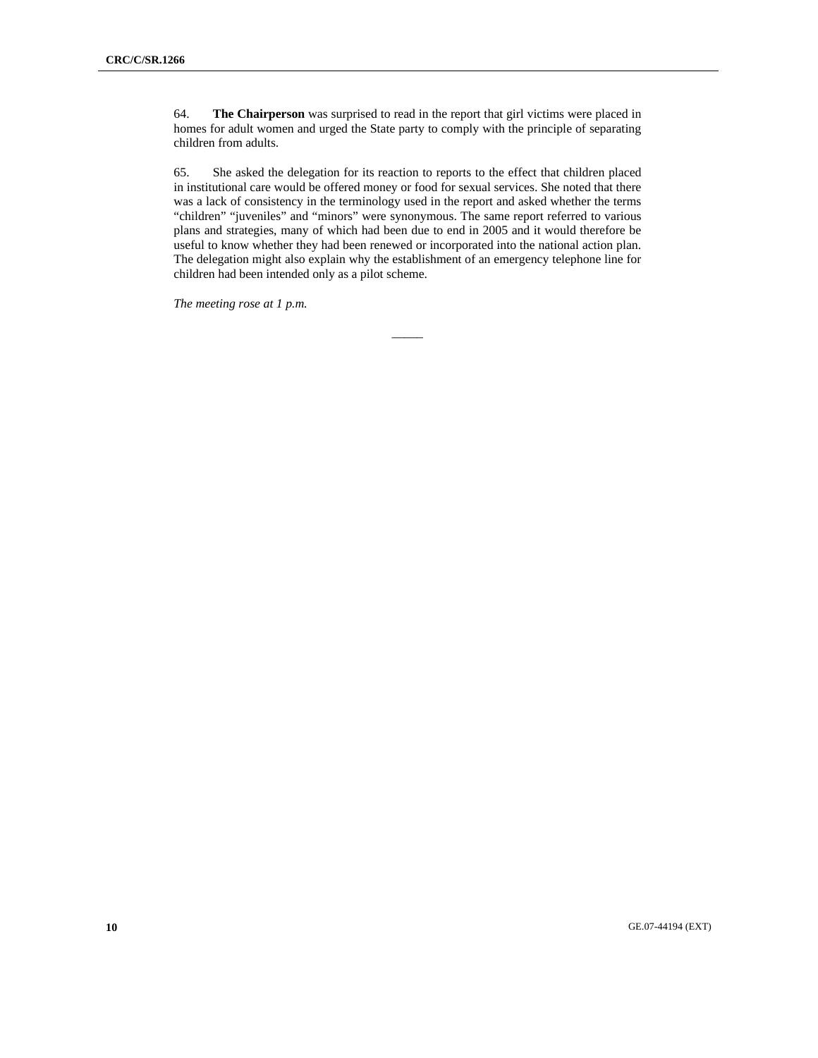64. **The Chairperson** was surprised to read in the report that girl victims were placed in homes for adult women and urged the State party to comply with the principle of separating children from adults.

65. She asked the delegation for its reaction to reports to the effect that children placed in institutional care would be offered money or food for sexual services. She noted that there was a lack of consistency in the terminology used in the report and asked whether the terms "children" "juveniles" and "minors" were synonymous. The same report referred to various plans and strategies, many of which had been due to end in 2005 and it would therefore be useful to know whether they had been renewed or incorporated into the national action plan. The delegation might also explain why the establishment of an emergency telephone line for children had been intended only as a pilot scheme.

*The meeting rose at 1 p.m.*